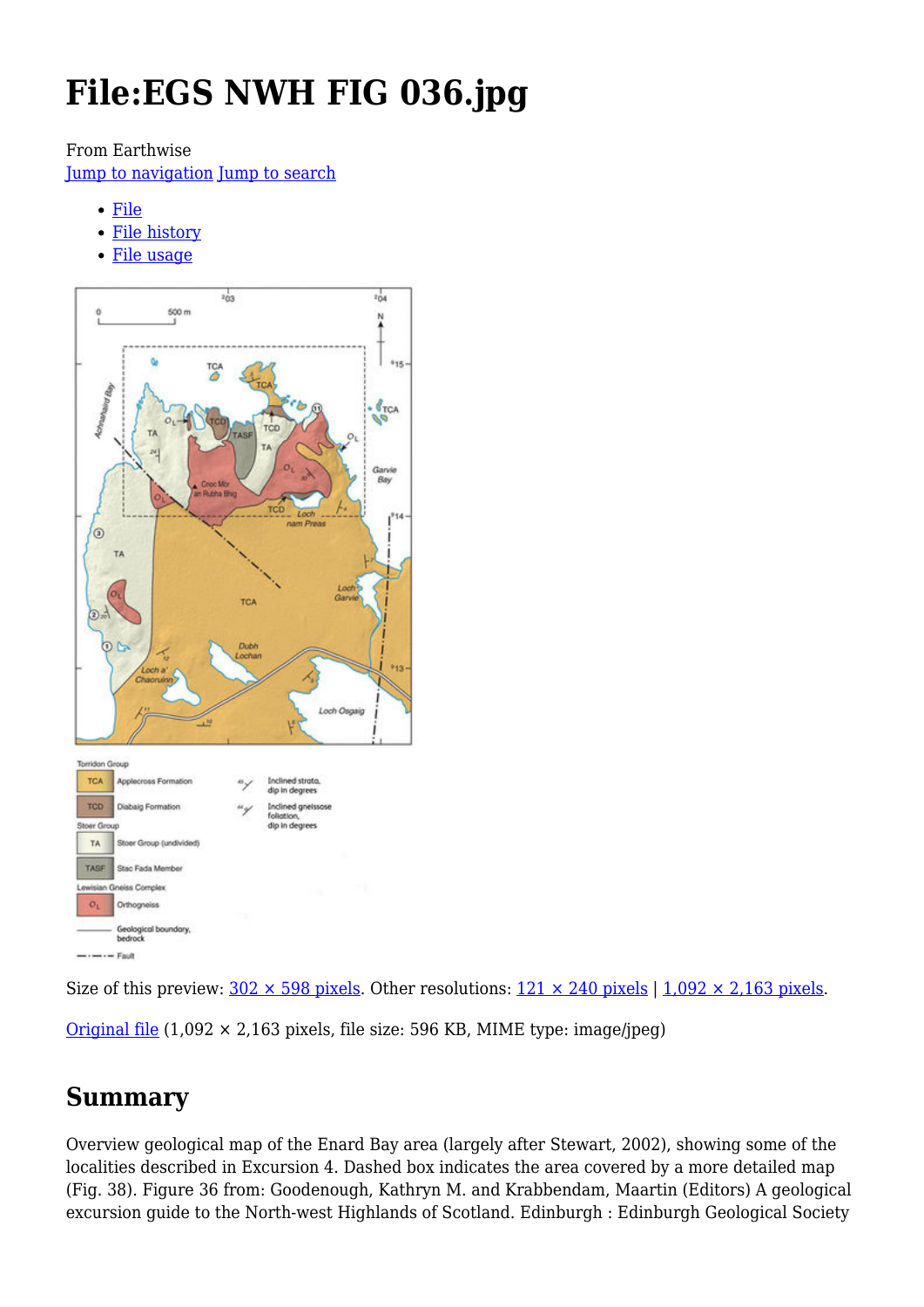# File:EGS NWH FIG 036.jpg

From Earthwise

Jump to navigation Jump to search

- File
- File history
- File usage

Size of this preview: 302 × 598 pixels. Other resolutions: 121 × 240 pixels | 1,092 × 2,163 pixels.

Original file (1,092 × 2,163 pixels, file size: 596 KB, MIME type: image/jpeg)

## Summary

Overview geological map of the Enard Bay area (largely after Stewart, 2002), showing some of the localities described in Excursion 4. Dashed box indicates the area covered by a more detailed map (Fig. 38). Figure 36 from: Goodenough, Kathryn M. and Krabbendam, Maartin (Editors) A geological excursion guide to the North-west Highlands of Scotland. Edinburgh : Edinburgh Geological Society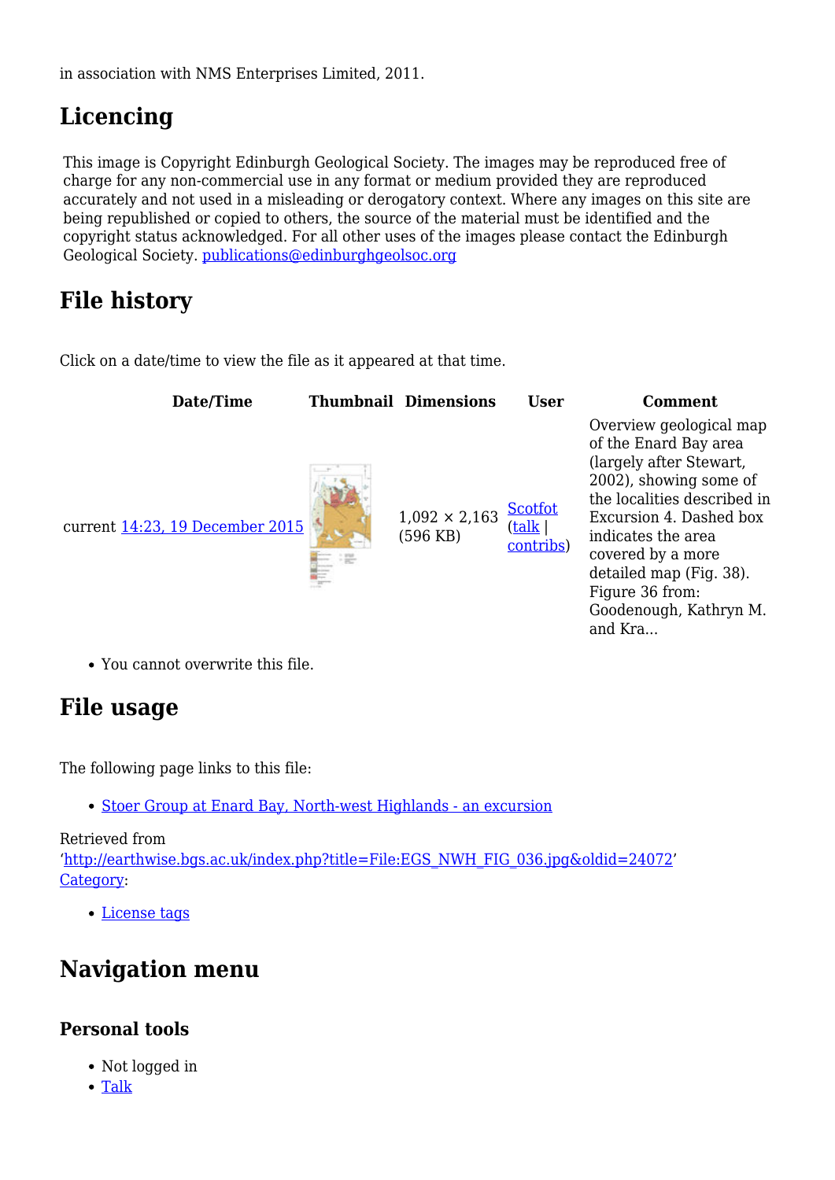in association with NMS Enterprises Limited, 2011.

## Licencing

This image is Copyright Edinburgh Geological Society. The images may be reproduced free of charge for any non-commercial use in any format or medium provided they are reproduced accurately and not used in a misleading or derogatory context. Where any images on this site are being republished or copied to others, the source of the material must be identified and the copyright status acknowledged. For all other uses of the images please contact the Edinburgh Geological Society. publications@edinburghgeolsoc.org

## File history

Click on a date/time to view the file as it appeared at that time.

| Date/Time | Thumbnail | Dimensions | User | Comment |
|---|---|---|---|---|
| current 14:23, 19 December 2015 | | 1,092 × 2,163 (596 KB) | Scotfot (talk \| contribs) | Overview geological map of the Enard Bay area (largely after Stewart, 2002), showing some of the localities described in Excursion 4. Dashed box indicates the area covered by a more detailed map (Fig. 38). Figure 36 from: Goodenough, Kathryn M. and Kra... |

- You cannot overwrite this file.

## File usage

The following page links to this file:

- Stoer Group at Enard Bay, North-west Highlands - an excursion

Retrieved from 'http://earthwise.bgs.ac.uk/index.php?title=File:EGS_NWH_FIG_036.jpg&oldid=24072'
Category:

- License tags

## Navigation menu

### Personal tools

- Not logged in
- Talk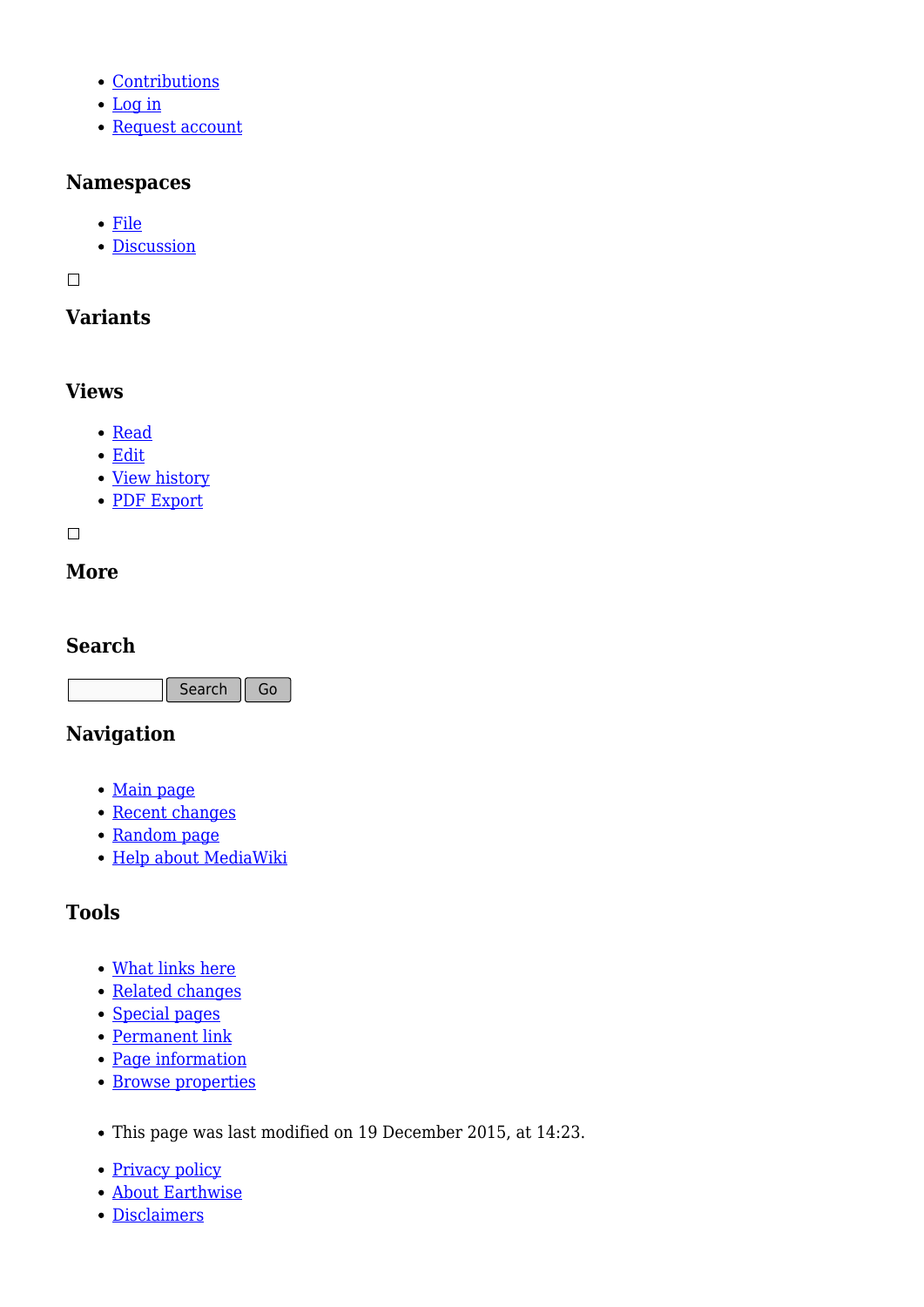- Contributions
- Log in
- Request account

## Namespaces

- File
- Discussion

☐

## Variants

## Views

- Read
- Edit
- View history
- PDF Export

☐

## More

## Search

Search Go

## Navigation

- Main page
- Recent changes
- Random page
- Help about MediaWiki

## Tools

- What links here
- Related changes
- Special pages
- Permanent link
- Page information
- Browse properties

- This page was last modified on 19 December 2015, at 14:23.

- Privacy policy
- About Earthwise
- Disclaimers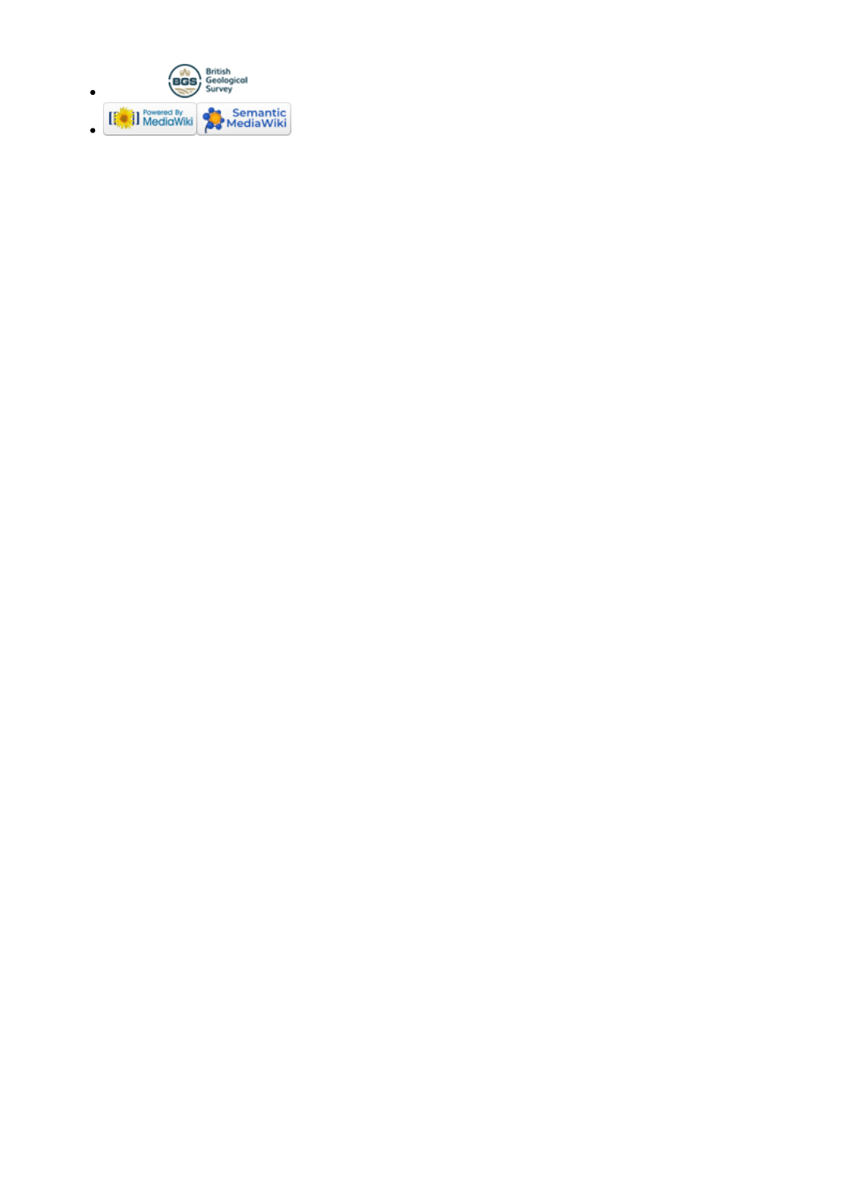- British Geological Survey
- Powered By MediaWiki Semantic MediaWiki